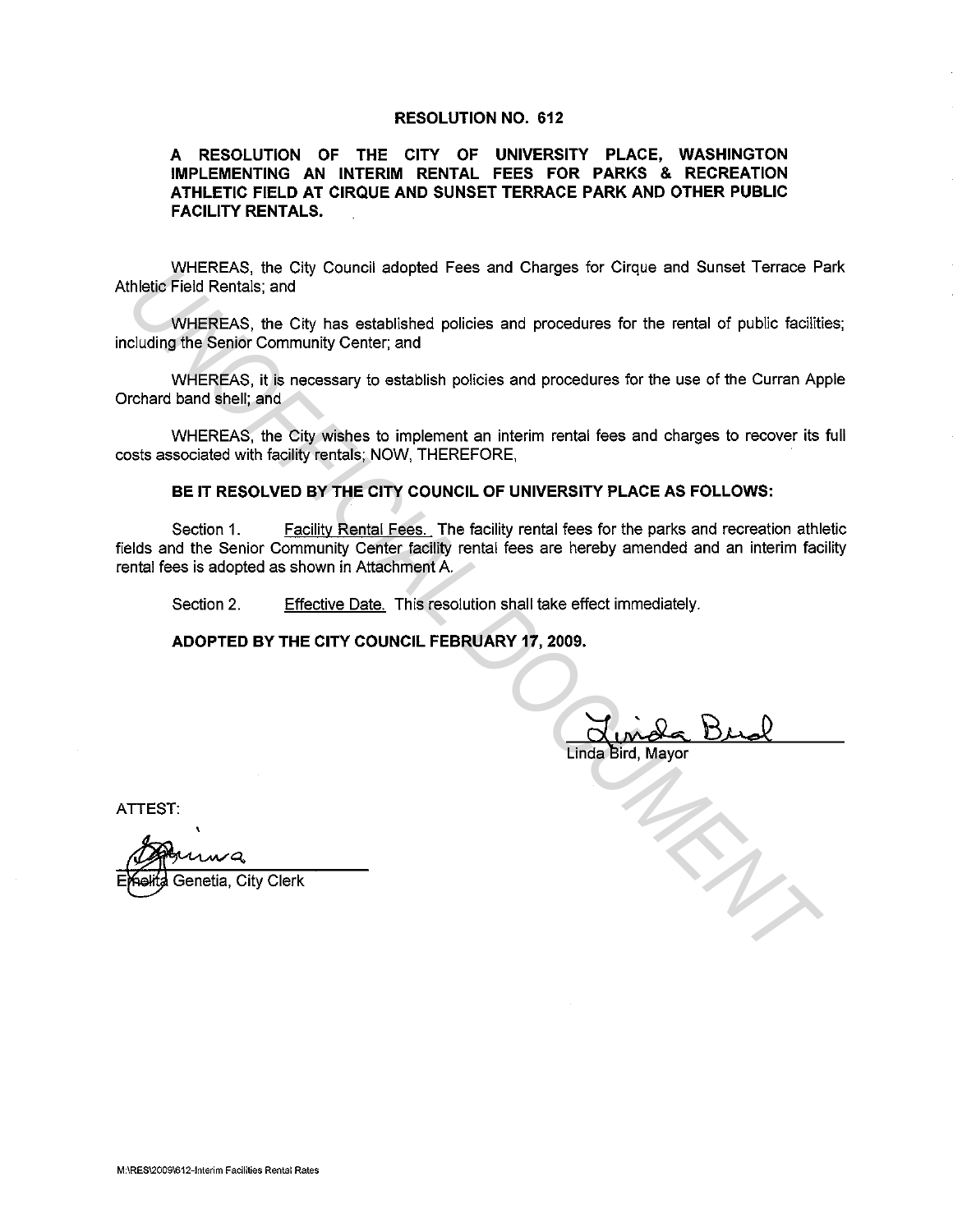# RESOLUTION NO. 612

## A RESOLUTION OF THE CITY OF UNIVERSITY PLACE, WASHINGTON IMPLEMENTING AN INTERIM RENTAL FEES FOR PARKS & RECREATION ATHLETIC FIELD AT CIRQUE AND SUNSET TERRACE PARK AND OTHER PUBLIC FACILITY RENTALS.

WHEREAS, the City Council adopted Fees and Charges for Cirque and Sunset Terrace Park Athletic Field Rentals; and

WHEREAS, the City has established policies and procedures for the rental of public facilities; including the Senior Community Center; and

WHEREAS, it is necessary to establish policies and procedures for the use of the Curran Apple Orchard band shell; and

WHEREAS, the City wishes to implement an interim rental fees and charges to recover its full costs associated with facility rentals; NOW, THEREFORE,

**BE IT RESOLVED BY THE CITY COUNCIL OF UNIVERSITY PLACE AS FOLLOWS:**

Section 1. Facility Rental Fees. The facility rental fees for the parks and recreation athletic fields and the Senior Community Center facility rental fees are hereby amended and an interim facility rental fees is adopted as shown in Attachment A.

Section 2. Effective Date. This resolution shall take effect immediately.

**ADOPTED BY THE CITY COUNCIL FEBRUARY 17, 2009.**

Linda Bird, Mayor

ATTEST:

Emelita Genetia, City Clerk

M:\RES\2009\612-Interim Facilities Rental Rates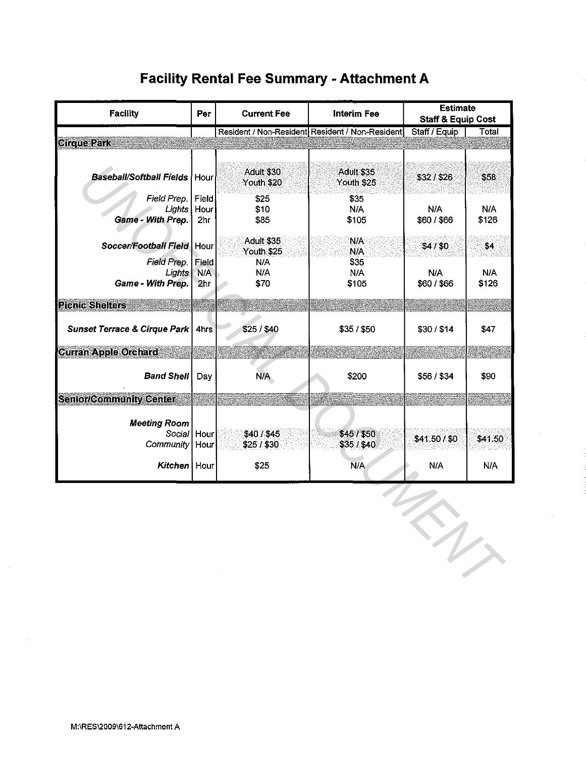# Facility Rental Fee Summary - Attachment A

| Facility | Per | Current Fee | Interim Fee | Estimate Staff & Equip Cost | |
|---|---|---|---|---|---|
| | | Resident / Non-Resident | Resident / Non-Resident | Staff / Equip | Total |
| **Cirque Park** | | | | | |
| ***Baseball/Softball Fields*** | Hour | Adult $30<br>Youth $20 | Adult $35<br>Youth $25 | $32 / $26 | $58 |
| *Field Prep.* | Field | $25 | $35 | | |
| *Lights* | Hour | $10 | N/A | N/A | N/A |
| ***Game - With Prep.*** | 2hr | $85 | $105 | $60 / $66 | $126 |
| ***Soccer/Football Field*** | Hour | Adult $35<br>Youth $25 | N/A<br>N/A | $4 / $0 | $4 |
| *Field Prep.* | Field | N/A | $35 | | |
| *Lights* | N/A | N/A | N/A | N/A | N/A |
| ***Game - With Prep.*** | 2hr | $70 | $105 | $60 / $66 | $126 |
| **Picnic Shelters** | | | | | |
| ***Sunset Terrace & Cirque Park*** | 4hrs | $25 / $40 | $35 / $50 | $30 / $14 | $47 |
| **Curran Apple Orchard** | | | | | |
| ***Band Shell*** | Day | N/A | $200 | $56 / $34 | $90 |
| **Senior/Community Center** | | | | | |
| ***Meeting Room*** | | | | | |
| *Social* | Hour | $40 / $45 | $45 / $50 | $41.50 / $0 | $41.50 |
| *Community* | Hour | $25 / $30 | $35 / $40 | | |
| ***Kitchen*** | Hour | $25 | N/A | N/A | N/A |

M:\RES\2009\612-Attachment A